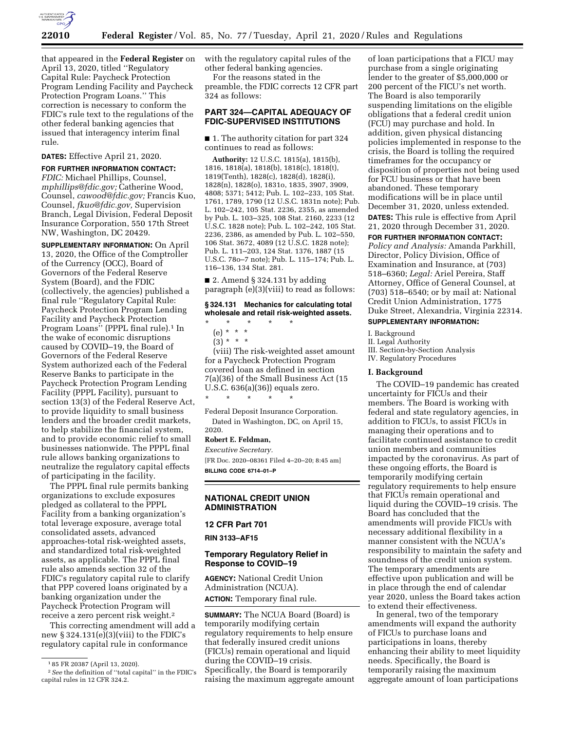that appeared in the **Federal Register** on April 13, 2020, titled ''Regulatory Capital Rule: Paycheck Protection Program Lending Facility and Paycheck Protection Program Loans.'' This correction is necessary to conform the FDIC's rule text to the regulations of the other federal banking agencies that issued that interagency interim final rule.

**DATES:** Effective April 21, 2020.

**FOR FURTHER INFORMATION CONTACT:** *FDIC:* Michael Phillips, Counsel, *mphillips@fdic.gov;* Catherine Wood, Counsel, *cawood@fdic.gov;* Francis Kuo, Counsel, *fkuo@fdic.gov,* Supervision Branch, Legal Division, Federal Deposit Insurance Corporation, 550 17th Street NW, Washington, DC 20429.

**SUPPLEMENTARY INFORMATION:** On April 13, 2020, the Office of the Comptroller of the Currency (OCC), Board of Governors of the Federal Reserve System (Board), and the FDIC (collectively, the agencies) published a final rule ''Regulatory Capital Rule: Paycheck Protection Program Lending Facility and Paycheck Protection Program Loans'' (PPPL final rule).[1] In the wake of economic disruptions caused by COVID–19, the Board of Governors of the Federal Reserve System authorized each of the Federal Reserve Banks to participate in the Paycheck Protection Program Lending Facility (PPPL Facility), pursuant to section 13(3) of the Federal Reserve Act, to provide liquidity to small business lenders and the broader credit markets, to help stabilize the financial system, and to provide economic relief to small businesses nationwide. The PPPL final rule allows banking organizations to neutralize the regulatory capital effects of participating in the facility.

The PPPL final rule permits banking organizations to exclude exposures pledged as collateral to the PPPL Facility from a banking organization's total leverage exposure, average total consolidated assets, advanced approaches-total risk-weighted assets, and standardized total risk-weighted assets, as applicable. The PPPL final rule also amends section 32 of the FDIC's regulatory capital rule to clarify that PPP covered loans originated by a banking organization under the Paycheck Protection Program will receive a zero percent risk weight.[2]

This correcting amendment will add a new § 324.131(e)(3)(viii) to the FDIC's regulatory capital rule in conformance with the regulatory capital rules of the other federal banking agencies.

For the reasons stated in the preamble, the FDIC corrects 12 CFR part 324 as follows:

## PART 324—CAPITAL ADEQUACY OF FDIC-SUPERVISED INSTITUTIONS

■ 1. The authority citation for part 324 continues to read as follows:

**Authority:** 12 U.S.C. 1815(a), 1815(b), 1816, 1818(a), 1818(b), 1818(c), 1818(t), 1819(Tenth), 1828(c), 1828(d), 1828(i), 1828(n), 1828(o), 1831o, 1835, 3907, 3909, 4808; 5371; 5412; Pub. L. 102–233, 105 Stat. 1761, 1789, 1790 (12 U.S.C. 1831n note); Pub. L. 102–242, 105 Stat. 2236, 2355, as amended by Pub. L. 103–325, 108 Stat. 2160, 2233 (12 U.S.C. 1828 note); Pub. L. 102–242, 105 Stat. 2236, 2386, as amended by Pub. L. 102–550, 106 Stat. 3672, 4089 (12 U.S.C. 1828 note); Pub. L. 111–203, 124 Stat. 1376, 1887 (15 U.S.C. 78o–7 note); Pub. L. 115–174; Pub. L. 116–136, 134 Stat. 281.

■ 2. Amend § 324.131 by adding paragraph (e)(3)(viii) to read as follows:

### § 324.131 Mechanics for calculating total wholesale and retail risk-weighted assets.

\* \* \* \* \*

(e) \* \* \*

(3) \* \* \*

(viii) The risk-weighted asset amount for a Paycheck Protection Program covered loan as defined in section 7(a)(36) of the Small Business Act (15 U.S.C. 636(a)(36)) equals zero.

\* \* \* \* \*

Federal Deposit Insurance Corporation.

Dated in Washington, DC, on April 15, 2020.

**Robert E. Feldman,**

*Executive Secretary.*

[FR Doc. 2020–08361 Filed 4–20–20; 8:45 am]

**BILLING CODE 6714–01–P**

---

## NATIONAL CREDIT UNION ADMINISTRATION

### 12 CFR Part 701

**RIN 3133–AF15**

### Temporary Regulatory Relief in Response to COVID–19

**AGENCY:** National Credit Union Administration (NCUA).

**ACTION:** Temporary final rule.

**SUMMARY:** The NCUA Board (Board) is temporarily modifying certain regulatory requirements to help ensure that federally insured credit unions (FICUs) remain operational and liquid during the COVID–19 crisis. Specifically, the Board is temporarily raising the maximum aggregate amount of loan participations that a FICU may purchase from a single originating lender to the greater of $5,000,000 or 200 percent of the FICU's net worth. The Board is also temporarily suspending limitations on the eligible obligations that a federal credit union (FCU) may purchase and hold. In addition, given physical distancing policies implemented in response to the crisis, the Board is tolling the required timeframes for the occupancy or disposition of properties not being used for FCU business or that have been abandoned. These temporary modifications will be in place until December 31, 2020, unless extended.

**DATES:** This rule is effective from April 21, 2020 through December 31, 2020.

**FOR FURTHER INFORMATION CONTACT:** *Policy and Analysis:* Amanda Parkhill, Director, Policy Division, Office of Examination and Insurance, at (703) 518–6360; *Legal:* Ariel Pereira, Staff Attorney, Office of General Counsel, at (703) 518–6540; or by mail at: National Credit Union Administration, 1775 Duke Street, Alexandria, Virginia 22314.

**SUPPLEMENTARY INFORMATION:**

I. Background
II. Legal Authority
III. Section-by-Section Analysis
IV. Regulatory Procedures

#### I. Background

The COVID–19 pandemic has created uncertainty for FICUs and their members. The Board is working with federal and state regulatory agencies, in addition to FICUs, to assist FICUs in managing their operations and to facilitate continued assistance to credit union members and communities impacted by the coronavirus. As part of these ongoing efforts, the Board is temporarily modifying certain regulatory requirements to help ensure that FICUs remain operational and liquid during the COVID–19 crisis. The Board has concluded that the amendments will provide FICUs with necessary additional flexibility in a manner consistent with the NCUA's responsibility to maintain the safety and soundness of the credit union system. The temporary amendments are effective upon publication and will be in place through the end of calendar year 2020, unless the Board takes action to extend their effectiveness.

In general, two of the temporary amendments will expand the authority of FICUs to purchase loans and participations in loans, thereby enhancing their ability to meet liquidity needs. Specifically, the Board is temporarily raising the maximum aggregate amount of loan participations

---

[1] 85 FR 20387 (April 13, 2020).

[2] *See* the definition of ''total capital'' in the FDIC's capital rules in 12 CFR 324.2.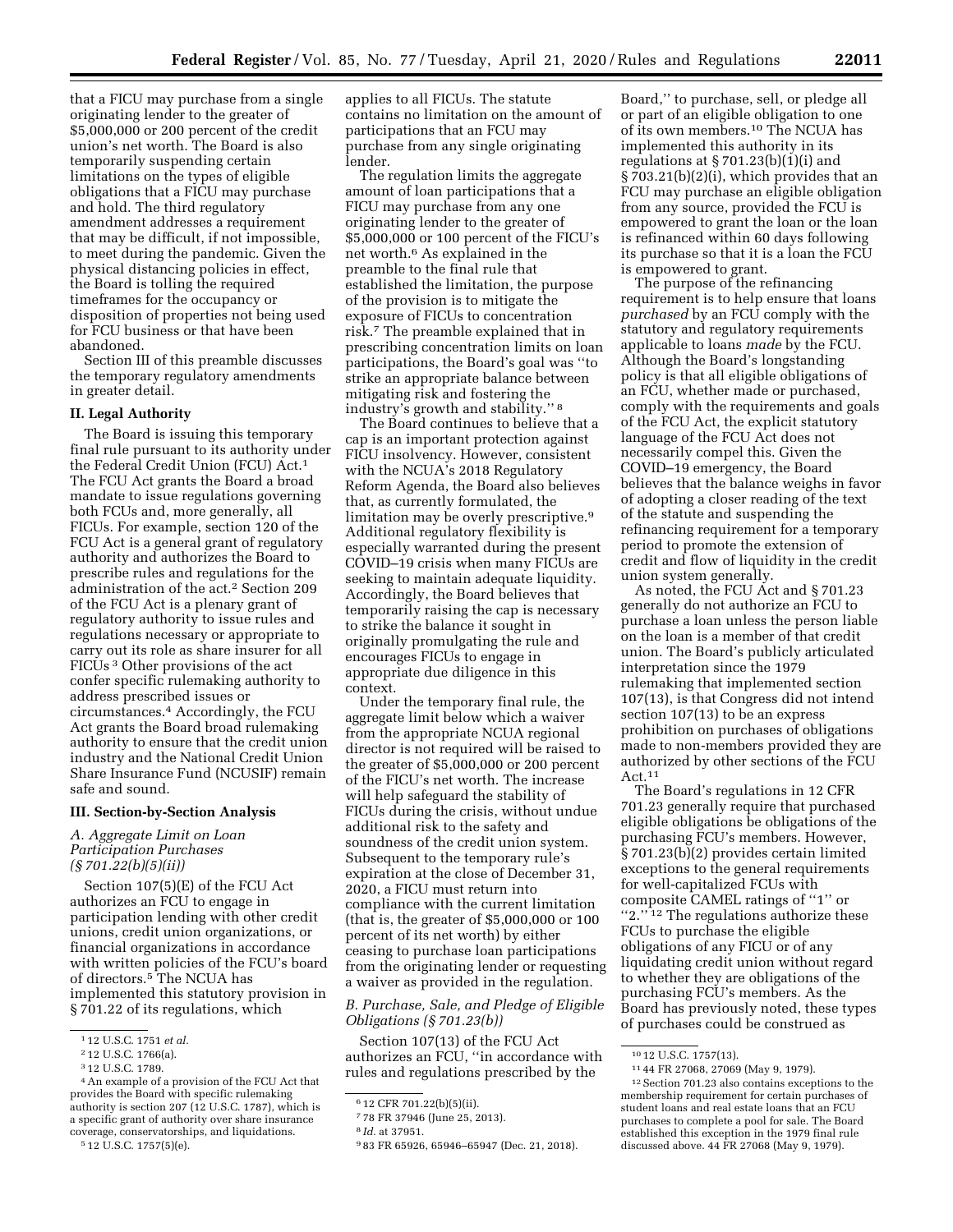that a FICU may purchase from a single originating lender to the greater of $5,000,000 or 200 percent of the credit union's net worth. The Board is also temporarily suspending certain limitations on the types of eligible obligations that a FICU may purchase and hold. The third regulatory amendment addresses a requirement that may be difficult, if not impossible, to meet during the pandemic. Given the physical distancing policies in effect, the Board is tolling the required timeframes for the occupancy or disposition of properties not being used for FCU business or that have been abandoned.

Section III of this preamble discusses the temporary regulatory amendments in greater detail.

## II. Legal Authority

The Board is issuing this temporary final rule pursuant to its authority under the Federal Credit Union (FCU) Act.[1] The FCU Act grants the Board a broad mandate to issue regulations governing both FCUs and, more generally, all FICUs. For example, section 120 of the FCU Act is a general grant of regulatory authority and authorizes the Board to prescribe rules and regulations for the administration of the act.[2] Section 209 of the FCU Act is a plenary grant of regulatory authority to issue rules and regulations necessary or appropriate to carry out its role as share insurer for all FICUs [3] Other provisions of the act confer specific rulemaking authority to address prescribed issues or circumstances.[4] Accordingly, the FCU Act grants the Board broad rulemaking authority to ensure that the credit union industry and the National Credit Union Share Insurance Fund (NCUSIF) remain safe and sound.

## III. Section-by-Section Analysis

### *A. Aggregate Limit on Loan Participation Purchases (§ 701.22(b)(5)(ii))*

Section 107(5)(E) of the FCU Act authorizes an FCU to engage in participation lending with other credit unions, credit union organizations, or financial organizations in accordance with written policies of the FCU's board of directors.[5] The NCUA has implemented this statutory provision in § 701.22 of its regulations, which applies to all FICUs. The statute contains no limitation on the amount of participations that an FCU may purchase from any single originating lender.

The regulation limits the aggregate amount of loan participations that a FICU may purchase from any one originating lender to the greater of $5,000,000 or 100 percent of the FICU's net worth.[6] As explained in the preamble to the final rule that established the limitation, the purpose of the provision is to mitigate the exposure of FICUs to concentration risk.[7] The preamble explained that in prescribing concentration limits on loan participations, the Board's goal was "to strike an appropriate balance between mitigating risk and fostering the industry's growth and stability." [8]

The Board continues to believe that a cap is an important protection against FICU insolvency. However, consistent with the NCUA's 2018 Regulatory Reform Agenda, the Board also believes that, as currently formulated, the limitation may be overly prescriptive.[9] Additional regulatory flexibility is especially warranted during the present COVID–19 crisis when many FICUs are seeking to maintain adequate liquidity. Accordingly, the Board believes that temporarily raising the cap is necessary to strike the balance it sought in originally promulgating the rule and encourages FICUs to engage in appropriate due diligence in this context.

Under the temporary final rule, the aggregate limit below which a waiver from the appropriate NCUA regional director is not required will be raised to the greater of $5,000,000 or 200 percent of the FICU's net worth. The increase will help safeguard the stability of FICUs during the crisis, without undue additional risk to the safety and soundness of the credit union system. Subsequent to the temporary rule's expiration at the close of December 31, 2020, a FICU must return into compliance with the current limitation (that is, the greater of $5,000,000 or 100 percent of its net worth) by either ceasing to purchase loan participations from the originating lender or requesting a waiver as provided in the regulation.

### *B. Purchase, Sale, and Pledge of Eligible Obligations (§ 701.23(b))*

Section 107(13) of the FCU Act authorizes an FCU, "in accordance with rules and regulations prescribed by the Board," to purchase, sell, or pledge all or part of an eligible obligation to one of its own members.[10] The NCUA has implemented this authority in its regulations at § 701.23(b)(1)(i) and § 703.21(b)(2)(i), which provides that an FCU may purchase an eligible obligation from any source, provided the FCU is empowered to grant the loan or the loan is refinanced within 60 days following its purchase so that it is a loan the FCU is empowered to grant.

The purpose of the refinancing requirement is to help ensure that loans *purchased* by an FCU comply with the statutory and regulatory requirements applicable to loans *made* by the FCU. Although the Board's longstanding policy is that all eligible obligations of an FCU, whether made or purchased, comply with the requirements and goals of the FCU Act, the explicit statutory language of the FCU Act does not necessarily compel this. Given the COVID–19 emergency, the Board believes that the balance weighs in favor of adopting a closer reading of the text of the statute and suspending the refinancing requirement for a temporary period to promote the extension of credit and flow of liquidity in the credit union system generally.

As noted, the FCU Act and § 701.23 generally do not authorize an FCU to purchase a loan unless the person liable on the loan is a member of that credit union. The Board's publicly articulated interpretation since the 1979 rulemaking that implemented section 107(13), is that Congress did not intend section 107(13) to be an express prohibition on purchases of obligations made to non-members provided they are authorized by other sections of the FCU Act.[11]

The Board's regulations in 12 CFR 701.23 generally require that purchased eligible obligations be obligations of the purchasing FCU's members. However, § 701.23(b)(2) provides certain limited exceptions to the general requirements for well-capitalized FCUs with composite CAMEL ratings of "1" or "2." [12] The regulations authorize these FCUs to purchase the eligible obligations of any FICU or of any liquidating credit union without regard to whether they are obligations of the purchasing FCU's members. As the Board has previously noted, these types of purchases could be construed as

---

[1] 12 U.S.C. 1751 *et al.*

[2] 12 U.S.C. 1766(a).

[3] 12 U.S.C. 1789.

[4] An example of a provision of the FCU Act that provides the Board with specific rulemaking authority is section 207 (12 U.S.C. 1787), which is a specific grant of authority over share insurance coverage, conservatorships, and liquidations.

[5] 12 U.S.C. 1757(5)(e).

[6] 12 CFR 701.22(b)(5)(ii).

[7] 78 FR 37946 (June 25, 2013).

[8] *Id.* at 37951.

[9] 83 FR 65926, 65946–65947 (Dec. 21, 2018).

[10] 12 U.S.C. 1757(13).

[11] 44 FR 27068, 27069 (May 9, 1979).

[12] Section 701.23 also contains exceptions to the membership requirement for certain purchases of student loans and real estate loans that an FCU purchases to complete a pool for sale. The Board established this exception in the 1979 final rule discussed above. 44 FR 27068 (May 9, 1979).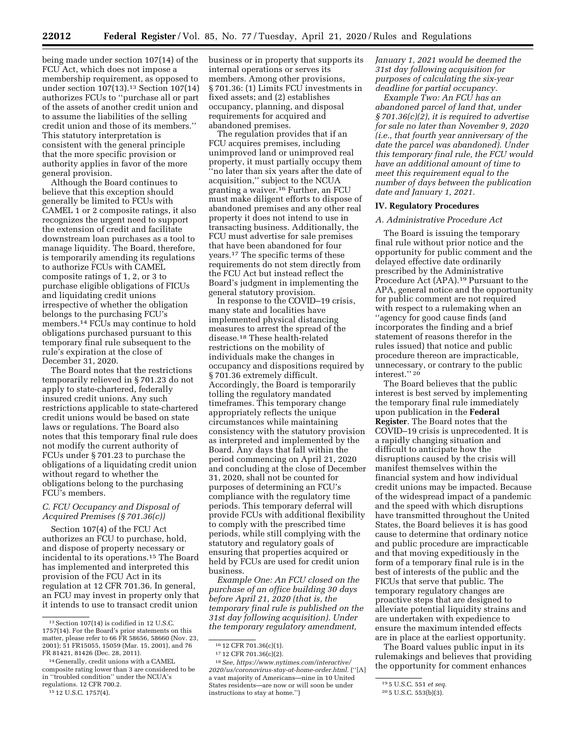being made under section 107(14) of the FCU Act, which does not impose a membership requirement, as opposed to under section 107(13).[13] Section 107(14) authorizes FCUs to ''purchase all or part of the assets of another credit union and to assume the liabilities of the selling credit union and those of its members.'' This statutory interpretation is consistent with the general principle that the more specific provision or authority applies in favor of the more general provision.

Although the Board continues to believe that this exception should generally be limited to FCUs with CAMEL 1 or 2 composite ratings, it also recognizes the urgent need to support the extension of credit and facilitate downstream loan purchases as a tool to manage liquidity. The Board, therefore, is temporarily amending its regulations to authorize FCUs with CAMEL composite ratings of 1, 2, or 3 to purchase eligible obligations of FICUs and liquidating credit unions irrespective of whether the obligation belongs to the purchasing FCU's members.[14] FCUs may continue to hold obligations purchased pursuant to this temporary final rule subsequent to the rule's expiration at the close of December 31, 2020.

The Board notes that the restrictions temporarily relieved in § 701.23 do not apply to state-chartered, federally insured credit unions. Any such restrictions applicable to state-chartered credit unions would be based on state laws or regulations. The Board also notes that this temporary final rule does not modify the current authority of FCUs under § 701.23 to purchase the obligations of a liquidating credit union without regard to whether the obligations belong to the purchasing FCU's members.

### C. FCU Occupancy and Disposal of Acquired Premises (§ 701.36(c))

Section 107(4) of the FCU Act authorizes an FCU to purchase, hold, and dispose of property necessary or incidental to its operations.[15] The Board has implemented and interpreted this provision of the FCU Act in its regulation at 12 CFR 701.36. In general, an FCU may invest in property only that it intends to use to transact credit union business or in property that supports its internal operations or serves its members. Among other provisions, § 701.36: (1) Limits FCU investments in fixed assets; and (2) establishes occupancy, planning, and disposal requirements for acquired and abandoned premises.

The regulation provides that if an FCU acquires premises, including unimproved land or unimproved real property, it must partially occupy them ''no later than six years after the date of acquisition,'' subject to the NCUA granting a waiver.[16] Further, an FCU must make diligent efforts to dispose of abandoned premises and any other real property it does not intend to use in transacting business. Additionally, the FCU must advertise for sale premises that have been abandoned for four years.[17] The specific terms of these requirements do not stem directly from the FCU Act but instead reflect the Board's judgment in implementing the general statutory provision.

In response to the COVID–19 crisis, many state and localities have implemented physical distancing measures to arrest the spread of the disease.[18] These health-related restrictions on the mobility of individuals make the changes in occupancy and dispositions required by § 701.36 extremely difficult. Accordingly, the Board is temporarily tolling the regulatory mandated timeframes. This temporary change appropriately reflects the unique circumstances while maintaining consistency with the statutory provision as interpreted and implemented by the Board. Any days that fall within the period commencing on April 21, 2020 and concluding at the close of December 31, 2020, shall not be counted for purposes of determining an FCU's compliance with the regulatory time periods. This temporary deferral will provide FCUs with additional flexibility to comply with the prescribed time periods, while still complying with the statutory and regulatory goals of ensuring that properties acquired or held by FCUs are used for credit union business.

*Example One: An FCU closed on the purchase of an office building 30 days before April 21, 2020 (that is, the temporary final rule is published on the 31st day following acquisition). Under the temporary regulatory amendment, January 1, 2021 would be deemed the 31st day following acquisition for purposes of calculating the six-year deadline for partial occupancy.*

*Example Two: An FCU has an abandoned parcel of land that, under § 701.36(c)(2), it is required to advertise for sale no later than November 9, 2020 (i.e., that fourth year anniversary of the date the parcel was abandoned). Under this temporary final rule, the FCU would have an additional amount of time to meet this requirement equal to the number of days between the publication date and January 1, 2021.*

## IV. Regulatory Procedures

### A. Administrative Procedure Act

The Board is issuing the temporary final rule without prior notice and the opportunity for public comment and the delayed effective date ordinarily prescribed by the Administrative Procedure Act (APA).[19] Pursuant to the APA, general notice and the opportunity for public comment are not required with respect to a rulemaking when an ''agency for good cause finds (and incorporates the finding and a brief statement of reasons therefor in the rules issued) that notice and public procedure thereon are impracticable, unnecessary, or contrary to the public interest.'' [20]

The Board believes that the public interest is best served by implementing the temporary final rule immediately upon publication in the **Federal Register**. The Board notes that the COVID–19 crisis is unprecedented. It is a rapidly changing situation and difficult to anticipate how the disruptions caused by the crisis will manifest themselves within the financial system and how individual credit unions may be impacted. Because of the widespread impact of a pandemic and the speed with which disruptions have transmitted throughout the United States, the Board believes it is has good cause to determine that ordinary notice and public procedure are impracticable and that moving expeditiously in the form of a temporary final rule is in the best of interests of the public and the FICUs that serve that public. The temporary regulatory changes are proactive steps that are designed to alleviate potential liquidity strains and are undertaken with expedience to ensure the maximum intended effects are in place at the earliest opportunity.

The Board values public input in its rulemakings and believes that providing the opportunity for comment enhances

---

[13] Section 107(14) is codified in 12 U.S.C. 1757(14). For the Board's prior statements on this matter, please refer to 66 FR 58656, 58660 (Nov. 23, 2001); 51 FR15055, 15059 (Mar. 15, 2001), and 76 FR 81421, 81426 (Dec. 28, 2011).

[14] Generally, credit unions with a CAMEL composite rating lower than 3 are considered to be in ''troubled condition'' under the NCUA's regulations. 12 CFR 700.2.

[15] 12 U.S.C. 1757(4).

[16] 12 CFR 701.36(c)(1).

[17] 12 CFR 701.36(c)(2).

[18] *See, https://www.nytimes.com/interactive/2020/us/coronavirus-stay-at-home-order.html.* (''[A] a vast majority of Americans—nine in 10 United States residents—are now or will soon be under instructions to stay at home.'')

[19] 5 U.S.C. 551 *et seq.*

[20] 5 U.S.C. 553(b)(3).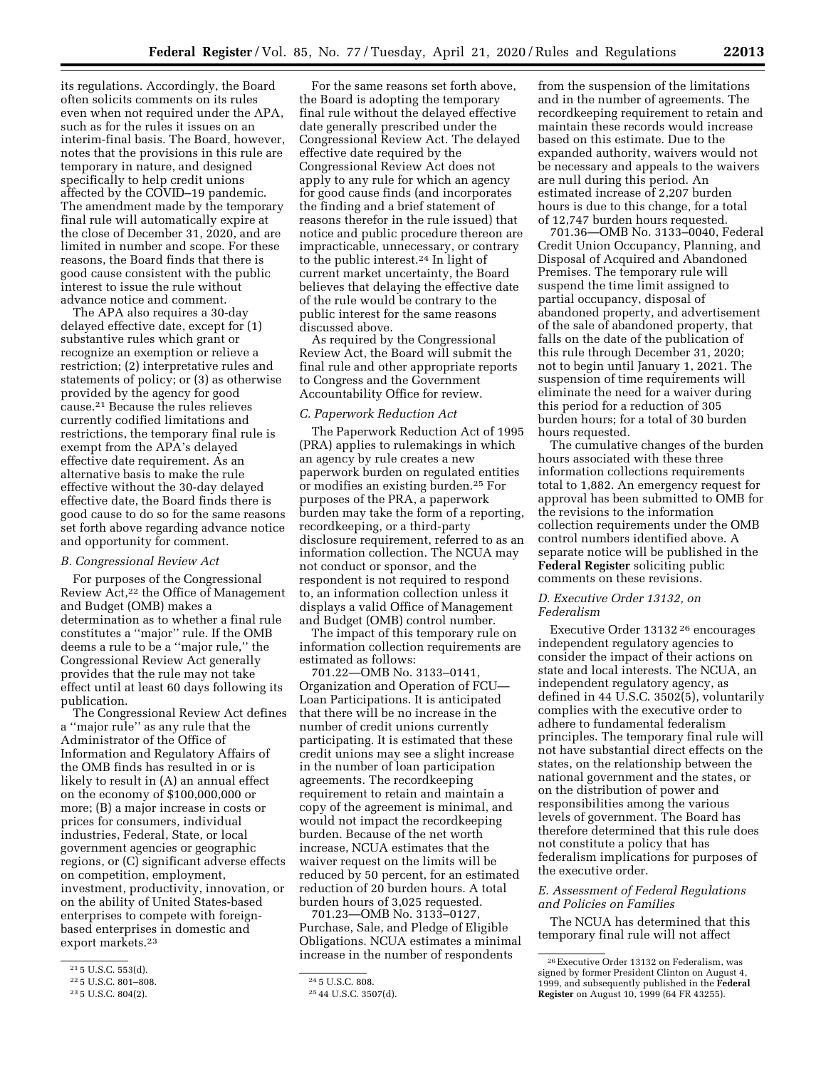its regulations. Accordingly, the Board often solicits comments on its rules even when not required under the APA, such as for the rules it issues on an interim-final basis. The Board, however, notes that the provisions in this rule are temporary in nature, and designed specifically to help credit unions affected by the COVID–19 pandemic. The amendment made by the temporary final rule will automatically expire at the close of December 31, 2020, and are limited in number and scope. For these reasons, the Board finds that there is good cause consistent with the public interest to issue the rule without advance notice and comment.

The APA also requires a 30-day delayed effective date, except for (1) substantive rules which grant or recognize an exemption or relieve a restriction; (2) interpretative rules and statements of policy; or (3) as otherwise provided by the agency for good cause.[21] Because the rules relieves currently codified limitations and restrictions, the temporary final rule is exempt from the APA's delayed effective date requirement. As an alternative basis to make the rule effective without the 30-day delayed effective date, the Board finds there is good cause to do so for the same reasons set forth above regarding advance notice and opportunity for comment.

*B. Congressional Review Act*

For purposes of the Congressional Review Act,[22] the Office of Management and Budget (OMB) makes a determination as to whether a final rule constitutes a ''major'' rule. If the OMB deems a rule to be a ''major rule,'' the Congressional Review Act generally provides that the rule may not take effect until at least 60 days following its publication.

The Congressional Review Act defines a ''major rule'' as any rule that the Administrator of the Office of Information and Regulatory Affairs of the OMB finds has resulted in or is likely to result in (A) an annual effect on the economy of $100,000,000 or more; (B) a major increase in costs or prices for consumers, individual industries, Federal, State, or local government agencies or geographic regions, or (C) significant adverse effects on competition, employment, investment, productivity, innovation, or on the ability of United States-based enterprises to compete with foreign-based enterprises in domestic and export markets.[23]

For the same reasons set forth above, the Board is adopting the temporary final rule without the delayed effective date generally prescribed under the Congressional Review Act. The delayed effective date required by the Congressional Review Act does not apply to any rule for which an agency for good cause finds (and incorporates the finding and a brief statement of reasons therefor in the rule issued) that notice and public procedure thereon are impracticable, unnecessary, or contrary to the public interest.[24] In light of current market uncertainty, the Board believes that delaying the effective date of the rule would be contrary to the public interest for the same reasons discussed above.

As required by the Congressional Review Act, the Board will submit the final rule and other appropriate reports to Congress and the Government Accountability Office for review.

*C. Paperwork Reduction Act*

The Paperwork Reduction Act of 1995 (PRA) applies to rulemakings in which an agency by rule creates a new paperwork burden on regulated entities or modifies an existing burden.[25] For purposes of the PRA, a paperwork burden may take the form of a reporting, recordkeeping, or a third-party disclosure requirement, referred to as an information collection. The NCUA may not conduct or sponsor, and the respondent is not required to respond to, an information collection unless it displays a valid Office of Management and Budget (OMB) control number.

The impact of this temporary rule on information collection requirements are estimated as follows:

701.22—OMB No. 3133–0141, Organization and Operation of FCU—Loan Participations. It is anticipated that there will be no increase in the number of credit unions currently participating. It is estimated that these credit unions may see a slight increase in the number of loan participation agreements. The recordkeeping requirement to retain and maintain a copy of the agreement is minimal, and would not impact the recordkeeping burden. Because of the net worth increase, NCUA estimates that the waiver request on the limits will be reduced by 50 percent, for an estimated reduction of 20 burden hours. A total burden hours of 3,025 requested.

701.23—OMB No. 3133–0127, Purchase, Sale, and Pledge of Eligible Obligations. NCUA estimates a minimal increase in the number of respondents from the suspension of the limitations and in the number of agreements. The recordkeeping requirement to retain and maintain these records would increase based on this estimate. Due to the expanded authority, waivers would not be necessary and appeals to the waivers are null during this period. An estimated increase of 2,207 burden hours is due to this change, for a total of 12,747 burden hours requested.

701.36—OMB No. 3133–0040, Federal Credit Union Occupancy, Planning, and Disposal of Acquired and Abandoned Premises. The temporary rule will suspend the time limit assigned to partial occupancy, disposal of abandoned property, and advertisement of the sale of abandoned property, that falls on the date of the publication of this rule through December 31, 2020; not to begin until January 1, 2021. The suspension of time requirements will eliminate the need for a waiver during this period for a reduction of 305 burden hours; for a total of 30 burden hours requested.

The cumulative changes of the burden hours associated with these three information collections requirements total to 1,882. An emergency request for approval has been submitted to OMB for the revisions to the information collection requirements under the OMB control numbers identified above. A separate notice will be published in the **Federal Register** soliciting public comments on these revisions.

*D. Executive Order 13132, on Federalism*

Executive Order 13132[26] encourages independent regulatory agencies to consider the impact of their actions on state and local interests. The NCUA, an independent regulatory agency, as defined in 44 U.S.C. 3502(5), voluntarily complies with the executive order to adhere to fundamental federalism principles. The temporary final rule will not have substantial direct effects on the states, on the relationship between the national government and the states, or on the distribution of power and responsibilities among the various levels of government. The Board has therefore determined that this rule does not constitute a policy that has federalism implications for purposes of the executive order.

*E. Assessment of Federal Regulations and Policies on Families*

The NCUA has determined that this temporary final rule will not affect

---

[21] 5 U.S.C. 553(d).

[22] 5 U.S.C. 801–808.

[23] 5 U.S.C. 804(2).

[24] 5 U.S.C. 808.

[25] 44 U.S.C. 3507(d).

[26] Executive Order 13132 on Federalism, was signed by former President Clinton on August 4, 1999, and subsequently published in the **Federal Register** on August 10, 1999 (64 FR 43255).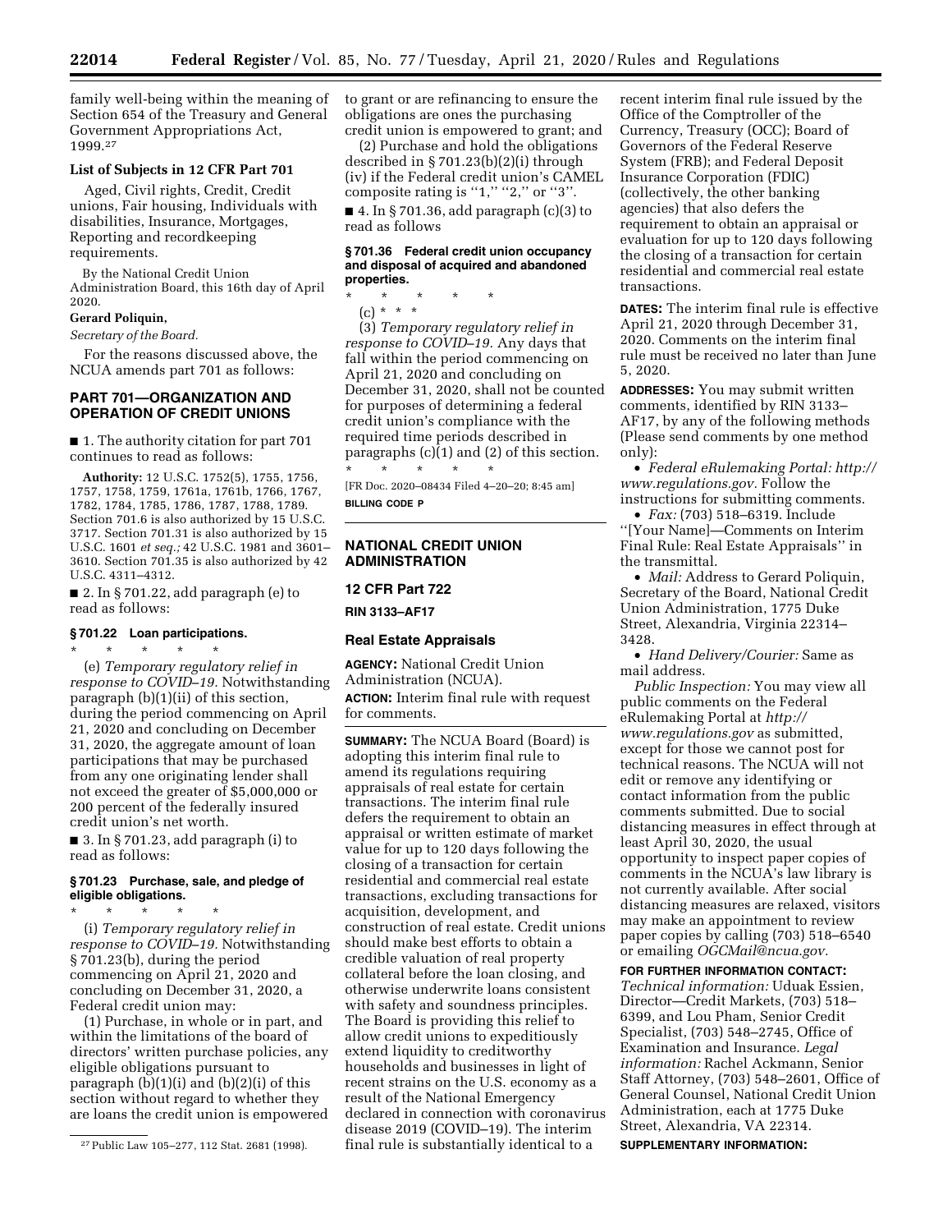family well-being within the meaning of Section 654 of the Treasury and General Government Appropriations Act, 1999.[27]

**List of Subjects in 12 CFR Part 701**

Aged, Civil rights, Credit, Credit unions, Fair housing, Individuals with disabilities, Insurance, Mortgages, Reporting and recordkeeping requirements.

By the National Credit Union Administration Board, this 16th day of April 2020.

**Gerard Poliquin,**

*Secretary of the Board.*

For the reasons discussed above, the NCUA amends part 701 as follows:

## PART 701—ORGANIZATION AND OPERATION OF CREDIT UNIONS

■ 1. The authority citation for part 701 continues to read as follows:

**Authority:** 12 U.S.C. 1752(5), 1755, 1756, 1757, 1758, 1759, 1761a, 1761b, 1766, 1767, 1782, 1784, 1785, 1786, 1787, 1788, 1789. Section 701.6 is also authorized by 15 U.S.C. 3717. Section 701.31 is also authorized by 15 U.S.C. 1601 *et seq.;* 42 U.S.C. 1981 and 3601–3610. Section 701.35 is also authorized by 42 U.S.C. 4311–4312.

■ 2. In § 701.22, add paragraph (e) to read as follows:

### § 701.22 Loan participations.

\* \* \* \* \*

(e) *Temporary regulatory relief in response to COVID–19.* Notwithstanding paragraph (b)(1)(ii) of this section, during the period commencing on April 21, 2020 and concluding on December 31, 2020, the aggregate amount of loan participations that may be purchased from any one originating lender shall not exceed the greater of $5,000,000 or 200 percent of the federally insured credit union's net worth.

■ 3. In § 701.23, add paragraph (i) to read as follows:

### § 701.23 Purchase, sale, and pledge of eligible obligations.

\* \* \* \* \*

(i) *Temporary regulatory relief in response to COVID–19.* Notwithstanding § 701.23(b), during the period commencing on April 21, 2020 and concluding on December 31, 2020, a Federal credit union may:

(1) Purchase, in whole or in part, and within the limitations of the board of directors' written purchase policies, any eligible obligations pursuant to paragraph (b)(1)(i) and (b)(2)(i) of this section without regard to whether they are loans the credit union is empowered to grant or are refinancing to ensure the obligations are ones the purchasing credit union is empowered to grant; and

(2) Purchase and hold the obligations described in § 701.23(b)(2)(i) through (iv) if the Federal credit union's CAMEL composite rating is ''1,'' ''2,'' or ''3''.

■ 4. In § 701.36, add paragraph (c)(3) to read as follows

### § 701.36 Federal credit union occupancy and disposal of acquired and abandoned properties.

\* \* \* \* \*

(c) \* \* \*

(3) *Temporary regulatory relief in response to COVID–19.* Any days that fall within the period commencing on April 21, 2020 and concluding on December 31, 2020, shall not be counted for purposes of determining a federal credit union's compliance with the required time periods described in paragraphs (c)(1) and (2) of this section.

\* \* \* \* \*

[FR Doc. 2020–08434 Filed 4–20–20; 8:45 am]

**BILLING CODE P**

---

## NATIONAL CREDIT UNION ADMINISTRATION

### 12 CFR Part 722

**RIN 3133–AF17**

### Real Estate Appraisals

**AGENCY:** National Credit Union Administration (NCUA).

**ACTION:** Interim final rule with request for comments.

**SUMMARY:** The NCUA Board (Board) is adopting this interim final rule to amend its regulations requiring appraisals of real estate for certain transactions. The interim final rule defers the requirement to obtain an appraisal or written estimate of market value for up to 120 days following the closing of a transaction for certain residential and commercial real estate transactions, excluding transactions for acquisition, development, and construction of real estate. Credit unions should make best efforts to obtain a credible valuation of real property collateral before the loan closing, and otherwise underwrite loans consistent with safety and soundness principles. The Board is providing this relief to allow credit unions to expeditiously extend liquidity to creditworthy households and businesses in light of recent strains on the U.S. economy as a result of the National Emergency declared in connection with coronavirus disease 2019 (COVID–19). The interim final rule is substantially identical to a recent interim final rule issued by the Office of the Comptroller of the Currency, Treasury (OCC); Board of Governors of the Federal Reserve System (FRB); and Federal Deposit Insurance Corporation (FDIC) (collectively, the other banking agencies) that also defers the requirement to obtain an appraisal or evaluation for up to 120 days following the closing of a transaction for certain residential and commercial real estate transactions.

**DATES:** The interim final rule is effective April 21, 2020 through December 31, 2020. Comments on the interim final rule must be received no later than June 5, 2020.

**ADDRESSES:** You may submit written comments, identified by RIN 3133–AF17, by any of the following methods (Please send comments by one method only):

- *Federal eRulemaking Portal: http://www.regulations.gov.* Follow the instructions for submitting comments.
- *Fax:* (703) 518–6319. Include ''[Your Name]—Comments on Interim Final Rule: Real Estate Appraisals'' in the transmittal.
- *Mail:* Address to Gerard Poliquin, Secretary of the Board, National Credit Union Administration, 1775 Duke Street, Alexandria, Virginia 22314–3428.
- *Hand Delivery/Courier:* Same as mail address.

*Public Inspection:* You may view all public comments on the Federal eRulemaking Portal at *http://www.regulations.gov* as submitted, except for those we cannot post for technical reasons. The NCUA will not edit or remove any identifying or contact information from the public comments submitted. Due to social distancing measures in effect through at least April 30, 2020, the usual opportunity to inspect paper copies of comments in the NCUA's law library is not currently available. After social distancing measures are relaxed, visitors may make an appointment to review paper copies by calling (703) 518–6540 or emailing *OGCMail@ncua.gov.*

**FOR FURTHER INFORMATION CONTACT:** *Technical information:* Uduak Essien, Director—Credit Markets, (703) 518–6399, and Lou Pham, Senior Credit Specialist, (703) 548–2745, Office of Examination and Insurance. *Legal information:* Rachel Ackmann, Senior Staff Attorney, (703) 548–2601, Office of General Counsel, National Credit Union Administration, each at 1775 Duke Street, Alexandria, VA 22314.

**SUPPLEMENTARY INFORMATION:**

[27] Public Law 105–277, 112 Stat. 2681 (1998).